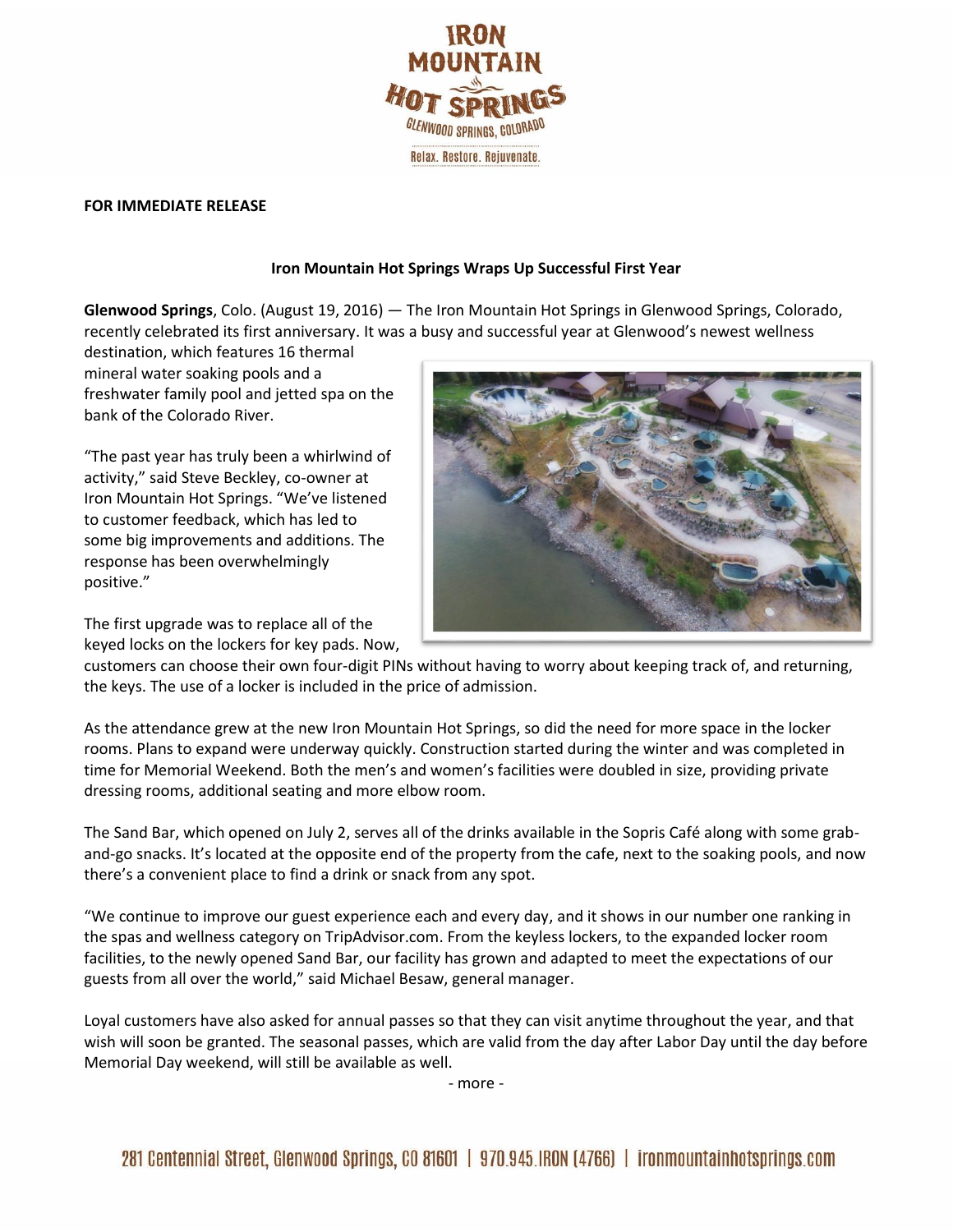**FOR IMMEDIATE RELEASE**

**Iron Mountain Hot Springs Wraps Up Successful First Year**

**Glenwood Springs**, Colo. (August 19, 2016) — The Iron Mountain Hot Springs in Glenwood Springs, Colorado, recently celebrated its first anniversary. It was a busy and successful year at Glenwood's newest wellness destination, which features 16 thermal mineral water soaking pools and a freshwater family pool and jetted spa on the bank of the Colorado River.

"The past year has truly been a whirlwind of activity," said Steve Beckley, co-owner at Iron Mountain Hot Springs. "We've listened to customer feedback, which has led to some big improvements and additions. The response has been overwhelmingly positive."

The first upgrade was to replace all of the keyed locks on the lockers for key pads. Now, customers can choose their own four-digit PINs without having to worry about keeping track of, and returning, the keys. The use of a locker is included in the price of admission.

As the attendance grew at the new Iron Mountain Hot Springs, so did the need for more space in the locker rooms. Plans to expand were underway quickly. Construction started during the winter and was completed in time for Memorial Weekend. Both the men's and women's facilities were doubled in size, providing private dressing rooms, additional seating and more elbow room.

The Sand Bar, which opened on July 2, serves all of the drinks available in the Sopris Café along with some grab-and-go snacks. It's located at the opposite end of the property from the cafe, next to the soaking pools, and now there's a convenient place to find a drink or snack from any spot.

"We continue to improve our guest experience each and every day, and it shows in our number one ranking in the spas and wellness category on TripAdvisor.com. From the keyless lockers, to the expanded locker room facilities, to the newly opened Sand Bar, our facility has grown and adapted to meet the expectations of our guests from all over the world," said Michael Besaw, general manager.

Loyal customers have also asked for annual passes so that they can visit anytime throughout the year, and that wish will soon be granted. The seasonal passes, which are valid from the day after Labor Day until the day before Memorial Day weekend, will still be available as well.

- more -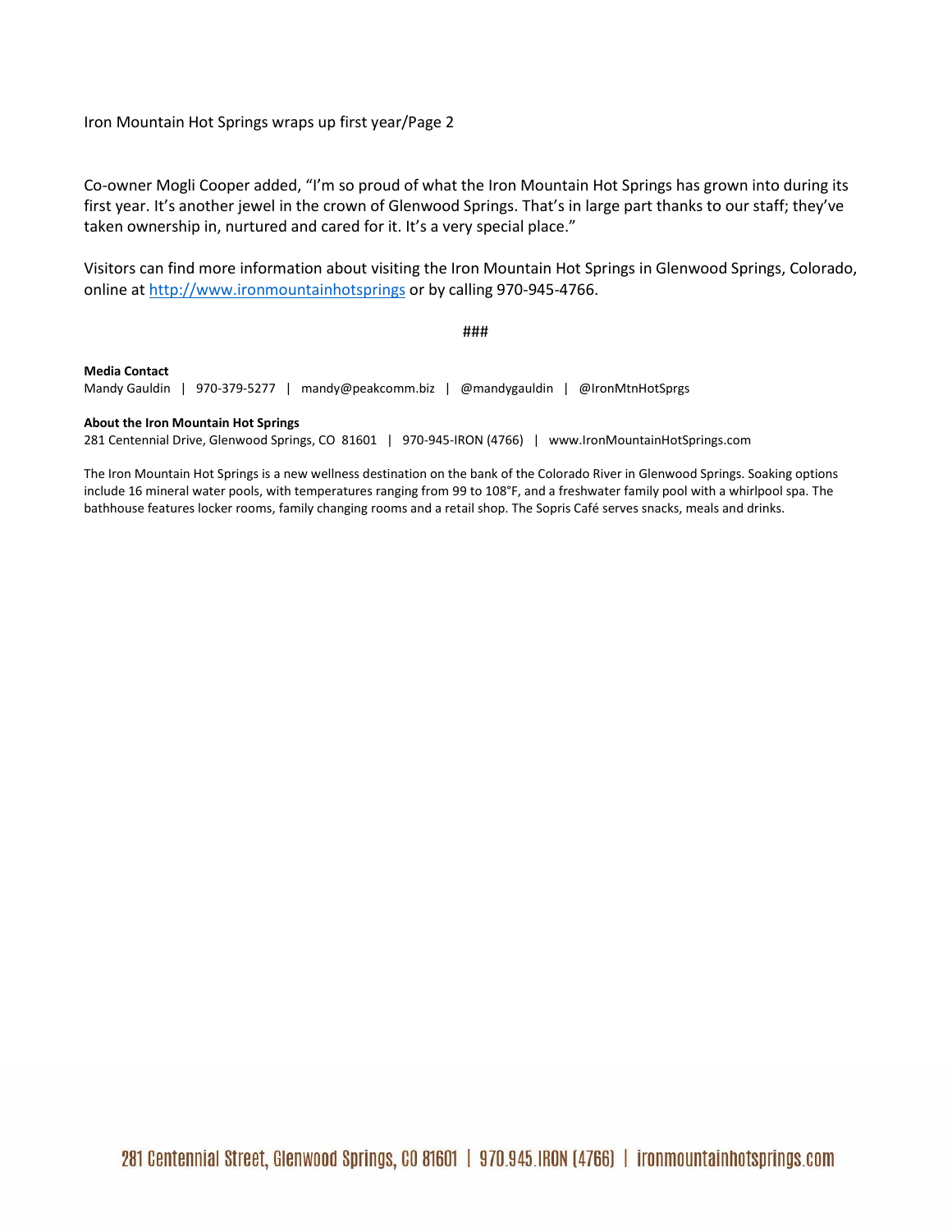Co-owner Mogli Cooper added, “I’m so proud of what the Iron Mountain Hot Springs has grown into during its first year. It’s another jewel in the crown of Glenwood Springs. That’s in large part thanks to our staff; they’ve taken ownership in, nurtured and cared for it. It’s a very special place.”

Visitors can find more information about visiting the Iron Mountain Hot Springs in Glenwood Springs, Colorado, online at [http://www.ironmountainhotsprings](http://www.ironmountainhotsprings) or by calling 970-945-4766.

###

**Media Contact**
Mandy Gauldin | 970-379-5277 | mandy@peakcomm.biz | @mandygauldin | @IronMtnHotSprgs

**About the Iron Mountain Hot Springs**
281 Centennial Drive, Glenwood Springs, CO 81601 | 970-945-IRON (4766) | www.IronMountainHotSprings.com

The Iron Mountain Hot Springs is a new wellness destination on the bank of the Colorado River in Glenwood Springs. Soaking options include 16 mineral water pools, with temperatures ranging from 99 to 108°F, and a freshwater family pool with a whirlpool spa. The bathhouse features locker rooms, family changing rooms and a retail shop. The Sopris Café serves snacks, meals and drinks.